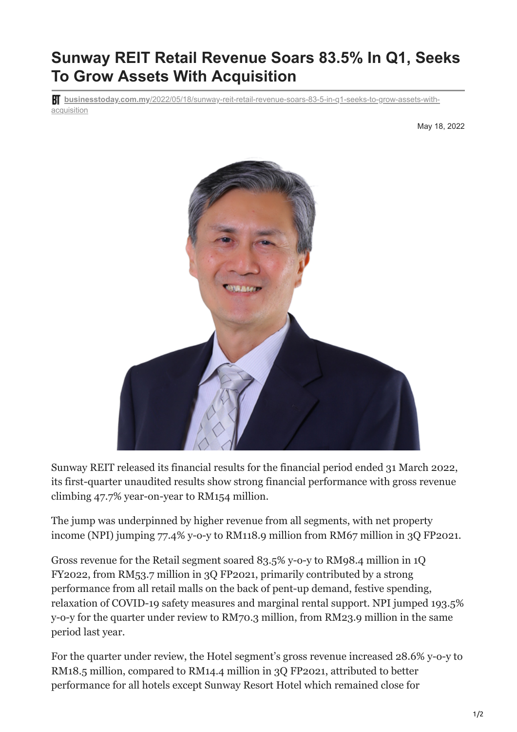# Sunway REIT Retail Revenue Soars 83.5% In Q1, Seeks To Grow Assets With Acquisition

businesstoday.com.my/2022/05/18/sunway-reit-retail-revenue-soars-83-5-in-q1-seeks-to-grow-assets-with-acquisition

May 18, 2022

Sunway REIT released its financial results for the financial period ended 31 March 2022, its first-quarter unaudited results show strong financial performance with gross revenue climbing 47.7% year-on-year to RM154 million.

The jump was underpinned by higher revenue from all segments, with net property income (NPI) jumping 77.4% y-o-y to RM118.9 million from RM67 million in 3Q FP2021.

Gross revenue for the Retail segment soared 83.5% y-o-y to RM98.4 million in 1Q FY2022, from RM53.7 million in 3Q FP2021, primarily contributed by a strong performance from all retail malls on the back of pent-up demand, festive spending, relaxation of COVID-19 safety measures and marginal rental support. NPI jumped 193.5% y-o-y for the quarter under review to RM70.3 million, from RM23.9 million in the same period last year.

For the quarter under review, the Hotel segment's gross revenue increased 28.6% y-o-y to RM18.5 million, compared to RM14.4 million in 3Q FP2021, attributed to better performance for all hotels except Sunway Resort Hotel which remained close for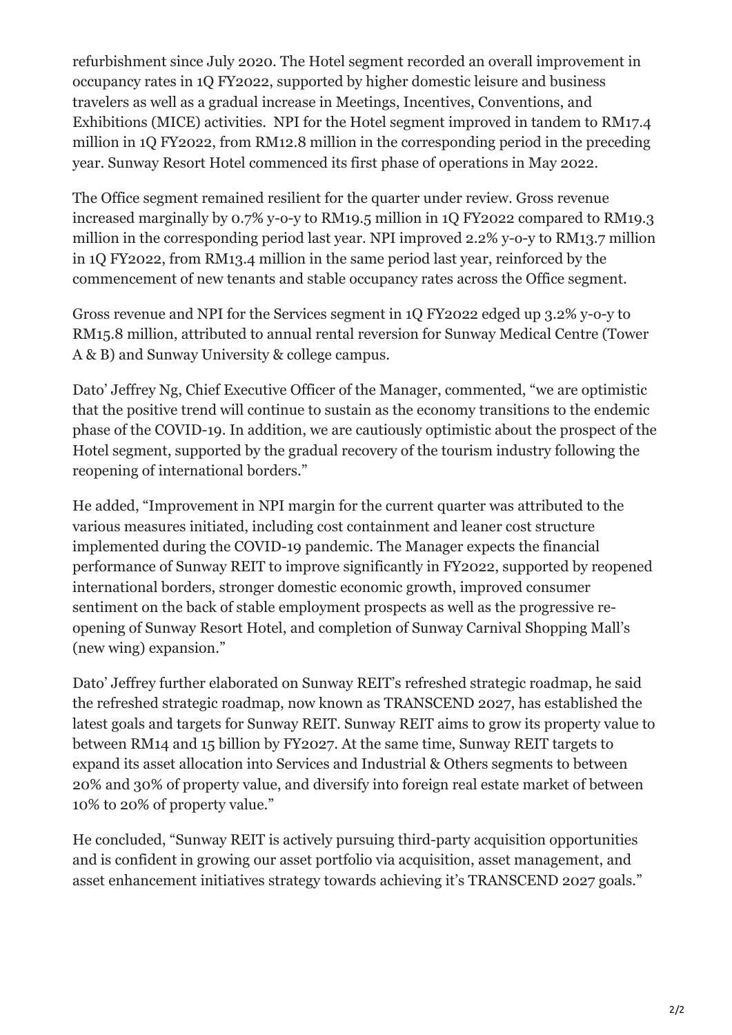refurbishment since July 2020. The Hotel segment recorded an overall improvement in occupancy rates in 1Q FY2022, supported by higher domestic leisure and business travelers as well as a gradual increase in Meetings, Incentives, Conventions, and Exhibitions (MICE) activities.  NPI for the Hotel segment improved in tandem to RM17.4 million in 1Q FY2022, from RM12.8 million in the corresponding period in the preceding year. Sunway Resort Hotel commenced its first phase of operations in May 2022.

The Office segment remained resilient for the quarter under review. Gross revenue increased marginally by 0.7% y-o-y to RM19.5 million in 1Q FY2022 compared to RM19.3 million in the corresponding period last year. NPI improved 2.2% y-o-y to RM13.7 million in 1Q FY2022, from RM13.4 million in the same period last year, reinforced by the commencement of new tenants and stable occupancy rates across the Office segment.

Gross revenue and NPI for the Services segment in 1Q FY2022 edged up 3.2% y-o-y to RM15.8 million, attributed to annual rental reversion for Sunway Medical Centre (Tower A & B) and Sunway University & college campus.

Dato' Jeffrey Ng, Chief Executive Officer of the Manager, commented, "we are optimistic that the positive trend will continue to sustain as the economy transitions to the endemic phase of the COVID-19. In addition, we are cautiously optimistic about the prospect of the Hotel segment, supported by the gradual recovery of the tourism industry following the reopening of international borders."

He added, "Improvement in NPI margin for the current quarter was attributed to the various measures initiated, including cost containment and leaner cost structure implemented during the COVID-19 pandemic. The Manager expects the financial performance of Sunway REIT to improve significantly in FY2022, supported by reopened international borders, stronger domestic economic growth, improved consumer sentiment on the back of stable employment prospects as well as the progressive re-opening of Sunway Resort Hotel, and completion of Sunway Carnival Shopping Mall's (new wing) expansion."

Dato' Jeffrey further elaborated on Sunway REIT's refreshed strategic roadmap, he said the refreshed strategic roadmap, now known as TRANSCEND 2027, has established the latest goals and targets for Sunway REIT. Sunway REIT aims to grow its property value to between RM14 and 15 billion by FY2027. At the same time, Sunway REIT targets to expand its asset allocation into Services and Industrial & Others segments to between 20% and 30% of property value, and diversify into foreign real estate market of between 10% to 20% of property value."

He concluded, "Sunway REIT is actively pursuing third-party acquisition opportunities and is confident in growing our asset portfolio via acquisition, asset management, and asset enhancement initiatives strategy towards achieving it's TRANSCEND 2027 goals."